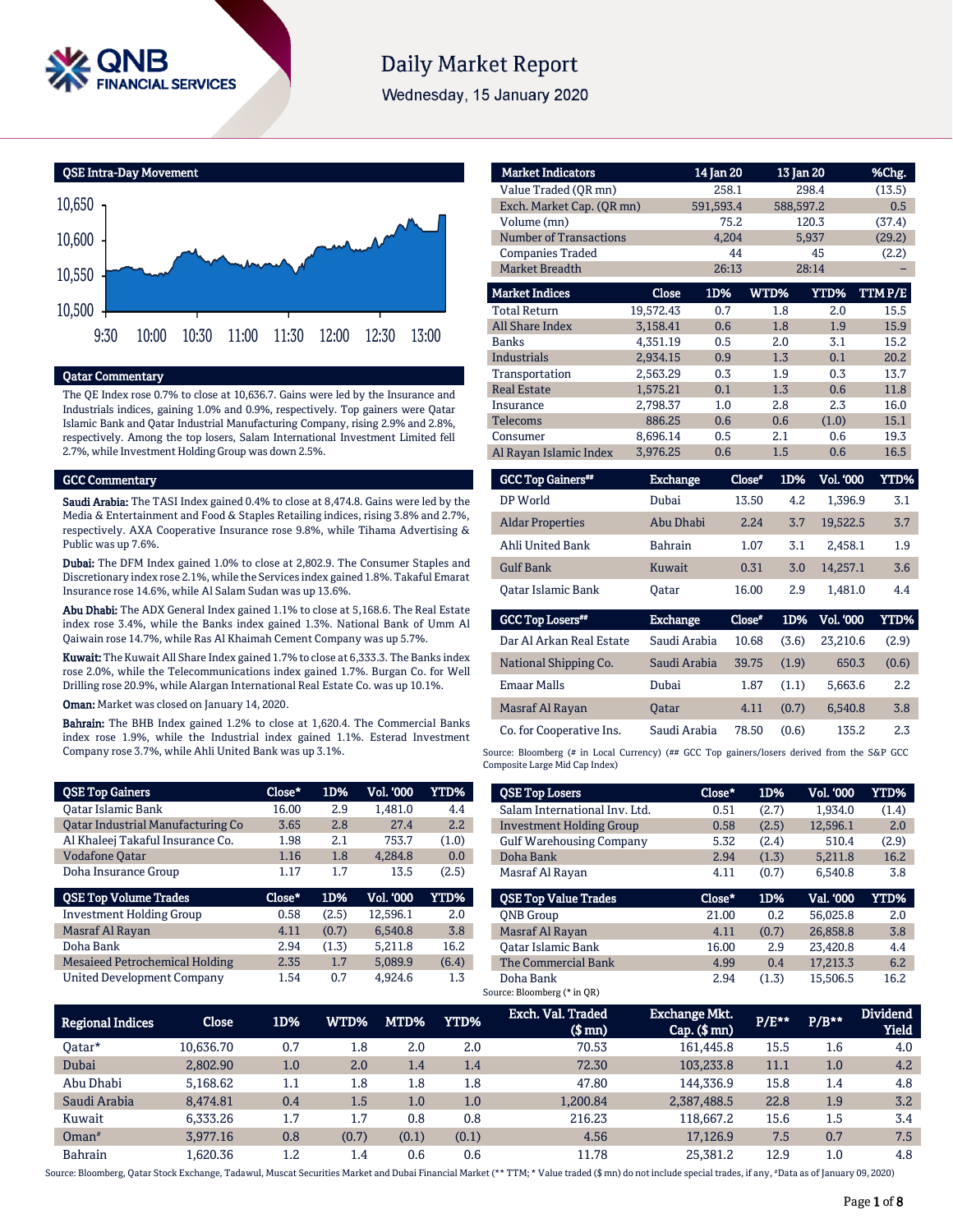# Daily Market Report

Wednesday, 15 January 2020

## QSE Intra-Day Movement

## Qatar Commentary

The QE Index rose 0.7% to close at 10,636.7. Gains were led by the Insurance and Industrials indices, gaining 1.0% and 0.9%, respectively. Top gainers were Qatar Islamic Bank and Qatar Industrial Manufacturing Company, rising 2.9% and 2.8%, respectively. Among the top losers, Salam International Investment Limited fell 2.7%, while Investment Holding Group was down 2.5%.

## GCC Commentary

**Saudi Arabia:** The TASI Index gained 0.4% to close at 8,474.8. Gains were led by the Media & Entertainment and Food & Staples Retailing indices, rising 3.8% and 2.7%, respectively. AXA Cooperative Insurance rose 9.8%, while Tihama Advertising & Public was up 7.6%.

**Dubai:** The DFM Index gained 1.0% to close at 2,802.9. The Consumer Staples and Discretionary index rose 2.1%, while the Services index gained 1.8%. Takaful Emarat Insurance rose 14.6%, while Al Salam Sudan was up 13.6%.

**Abu Dhabi:** The ADX General Index gained 1.1% to close at 5,168.6. The Real Estate index rose 3.4%, while the Banks index gained 1.3%. National Bank of Umm Al Qaiwain rose 14.7%, while Ras Al Khaimah Cement Company was up 5.7%.

**Kuwait:** The Kuwait All Share Index gained 1.7% to close at 6,333.3. The Banks index rose 2.0%, while the Telecommunications index gained 1.7%. Burgan Co. for Well Drilling rose 20.9%, while Alargan International Real Estate Co. was up 10.1%.

**Oman:** Market was closed on January 14, 2020.

**Bahrain:** The BHB Index gained 1.2% to close at 1,620.4. The Commercial Banks index rose 1.9%, while the Industrial index gained 1.1%. Esterad Investment Company rose 3.7%, while Ahli United Bank was up 3.1%.

| Market Indicators | 14 Jan 20 | 13 Jan 20 | %Chg. |
|---|---|---|---|
| Value Traded (QR mn) | 258.1 | 298.4 | (13.5) |
| Exch. Market Cap. (QR mn) | 591,593.4 | 588,597.2 | 0.5 |
| Volume (mn) | 75.2 | 120.3 | (37.4) |
| Number of Transactions | 4,204 | 5,937 | (29.2) |
| Companies Traded | 44 | 45 | (2.2) |
| Market Breadth | 26:13 | 28:14 | – |

| Market Indices | Close | 1D% | WTD% | YTD% | TTM P/E |
|---|---|---|---|---|---|
| Total Return | 19,572.43 | 0.7 | 1.8 | 2.0 | 15.5 |
| All Share Index | 3,158.41 | 0.6 | 1.8 | 1.9 | 15.9 |
| Banks | 4,351.19 | 0.5 | 2.0 | 3.1 | 15.2 |
| Industrials | 2,934.15 | 0.9 | 1.3 | 0.1 | 20.2 |
| Transportation | 2,563.29 | 0.3 | 1.9 | 0.3 | 13.7 |
| Real Estate | 1,575.21 | 0.1 | 1.3 | 0.6 | 11.8 |
| Insurance | 2,798.37 | 1.0 | 2.8 | 2.3 | 16.0 |
| Telecoms | 886.25 | 0.6 | 0.6 | (1.0) | 15.1 |
| Consumer | 8,696.14 | 0.5 | 2.1 | 0.6 | 19.3 |
| Al Rayan Islamic Index | 3,976.25 | 0.6 | 1.5 | 0.6 | 16.5 |

| GCC Top Gainers## | Exchange | Close# | 1D% | Vol. '000 | YTD% |
|---|---|---|---|---|---|
| DP World | Dubai | 13.50 | 4.2 | 1,396.9 | 3.1 |
| Aldar Properties | Abu Dhabi | 2.24 | 3.7 | 19,522.5 | 3.7 |
| Ahli United Bank | Bahrain | 1.07 | 3.1 | 2,458.1 | 1.9 |
| Gulf Bank | Kuwait | 0.31 | 3.0 | 14,257.1 | 3.6 |
| Qatar Islamic Bank | Qatar | 16.00 | 2.9 | 1,481.0 | 4.4 |

| GCC Top Losers## | Exchange | Close# | 1D% | Vol. '000 | YTD% |
|---|---|---|---|---|---|
| Dar Al Arkan Real Estate | Saudi Arabia | 10.68 | (3.6) | 23,210.6 | (2.9) |
| National Shipping Co. | Saudi Arabia | 39.75 | (1.9) | 650.3 | (0.6) |
| Emaar Malls | Dubai | 1.87 | (1.1) | 5,663.6 | 2.2 |
| Masraf Al Rayan | Qatar | 4.11 | (0.7) | 6,540.8 | 3.8 |
| Co. for Cooperative Ins. | Saudi Arabia | 78.50 | (0.6) | 135.2 | 2.3 |

Source: Bloomberg (# in Local Currency) (## GCC Top gainers/losers derived from the S&P GCC Composite Large Mid Cap Index)

| QSE Top Gainers | Close* | 1D% | Vol. '000 | YTD% |
|---|---|---|---|---|
| Qatar Islamic Bank | 16.00 | 2.9 | 1,481.0 | 4.4 |
| Qatar Industrial Manufacturing Co | 3.65 | 2.8 | 27.4 | 2.2 |
| Al Khaleej Takaful Insurance Co. | 1.98 | 2.1 | 753.7 | (1.0) |
| Vodafone Qatar | 1.16 | 1.8 | 4,284.8 | 0.0 |
| Doha Insurance Group | 1.17 | 1.7 | 13.5 | (2.5) |

| QSE Top Volume Trades | Close* | 1D% | Vol. '000 | YTD% |
|---|---|---|---|---|
| Investment Holding Group | 0.58 | (2.5) | 12,596.1 | 2.0 |
| Masraf Al Rayan | 4.11 | (0.7) | 6,540.8 | 3.8 |
| Doha Bank | 2.94 | (1.3) | 5,211.8 | 16.2 |
| Mesaieed Petrochemical Holding | 2.35 | 1.7 | 5,089.9 | (6.4) |
| United Development Company | 1.54 | 0.7 | 4,924.6 | 1.3 |

| QSE Top Losers | Close* | 1D% | Vol. '000 | YTD% |
|---|---|---|---|---|
| Salam International Inv. Ltd. | 0.51 | (2.7) | 1,934.0 | (1.4) |
| Investment Holding Group | 0.58 | (2.5) | 12,596.1 | 2.0 |
| Gulf Warehousing Company | 5.32 | (2.4) | 510.4 | (2.9) |
| Doha Bank | 2.94 | (1.3) | 5,211.8 | 16.2 |
| Masraf Al Rayan | 4.11 | (0.7) | 6,540.8 | 3.8 |

| QSE Top Value Trades | Close* | 1D% | Val. '000 | YTD% |
|---|---|---|---|---|
| QNB Group | 21.00 | 0.2 | 56,025.8 | 2.0 |
| Masraf Al Rayan | 4.11 | (0.7) | 26,858.8 | 3.8 |
| Qatar Islamic Bank | 16.00 | 2.9 | 23,420.8 | 4.4 |
| The Commercial Bank | 4.99 | 0.4 | 17,213.3 | 6.2 |
| Doha Bank | 2.94 | (1.3) | 15,506.5 | 16.2 |

Source: Bloomberg (* in QR)

| Regional Indices | Close | 1D% | WTD% | MTD% | YTD% | Exch. Val. Traded ($ mn) | Exchange Mkt. Cap. ($ mn) | P/E** | P/B** | Dividend Yield |
|---|---|---|---|---|---|---|---|---|---|---|
| Qatar* | 10,636.70 | 0.7 | 1.8 | 2.0 | 2.0 | 70.53 | 161,445.8 | 15.5 | 1.6 | 4.0 |
| Dubai | 2,802.90 | 1.0 | 2.0 | 1.4 | 1.4 | 72.30 | 103,233.8 | 11.1 | 1.0 | 4.2 |
| Abu Dhabi | 5,168.62 | 1.1 | 1.8 | 1.8 | 1.8 | 47.80 | 144,336.9 | 15.8 | 1.4 | 4.8 |
| Saudi Arabia | 8,474.81 | 0.4 | 1.5 | 1.0 | 1.0 | 1,200.84 | 2,387,488.5 | 22.8 | 1.9 | 3.2 |
| Kuwait | 6,333.26 | 1.7 | 1.7 | 0.8 | 0.8 | 216.23 | 118,667.2 | 15.6 | 1.5 | 3.4 |
| Oman# | 3,977.16 | 0.8 | (0.7) | (0.1) | (0.1) | 4.56 | 17,126.9 | 7.5 | 0.7 | 7.5 |
| Bahrain | 1,620.36 | 1.2 | 1.4 | 0.6 | 0.6 | 11.78 | 25,381.2 | 12.9 | 1.0 | 4.8 |

Source: Bloomberg, Qatar Stock Exchange, Tadawul, Muscat Securities Market and Dubai Financial Market (** TTM; * Value traded ($ mn) do not include special trades, if any, #Data as of January 09, 2020)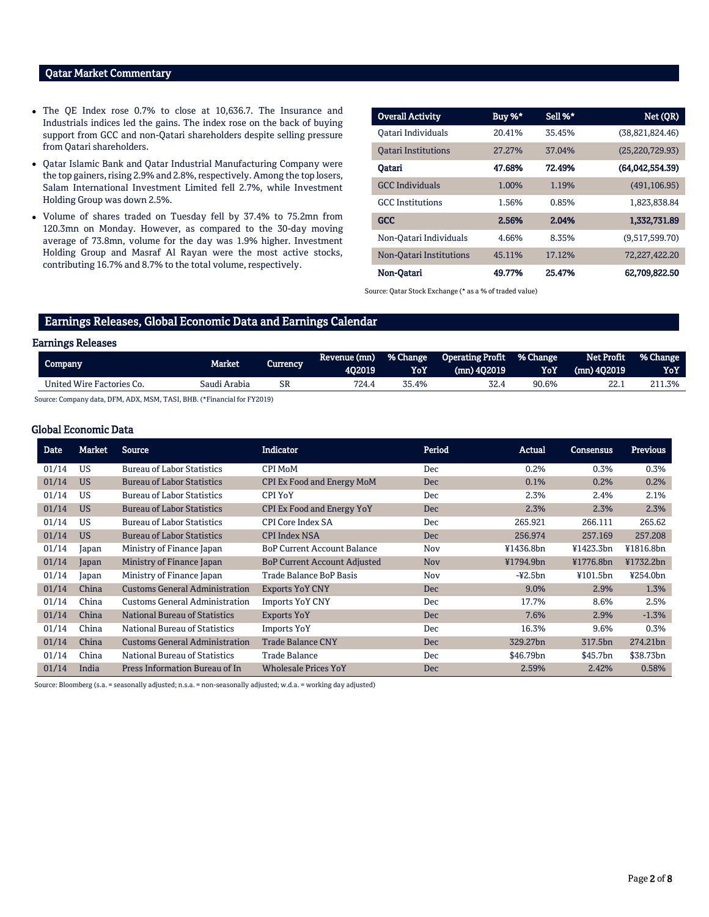## Qatar Market Commentary

- The QE Index rose 0.7% to close at 10,636.7. The Insurance and Industrials indices led the gains. The index rose on the back of buying support from GCC and non-Qatari shareholders despite selling pressure from Qatari shareholders.
- Qatar Islamic Bank and Qatar Industrial Manufacturing Company were the top gainers, rising 2.9% and 2.8%, respectively. Among the top losers, Salam International Investment Limited fell 2.7%, while Investment Holding Group was down 2.5%.
- Volume of shares traded on Tuesday fell by 37.4% to 75.2mn from 120.3mn on Monday. However, as compared to the 30-day moving average of 73.8mn, volume for the day was 1.9% higher. Investment Holding Group and Masraf Al Rayan were the most active stocks, contributing 16.7% and 8.7% to the total volume, respectively.

| Overall Activity | Buy %* | Sell %* | Net (QR) |
|---|---|---|---|
| Qatari Individuals | 20.41% | 35.45% | (38,821,824.46) |
| Qatari Institutions | 27.27% | 37.04% | (25,220,729.93) |
| **Qatari** | **47.68%** | **72.49%** | **(64,042,554.39)** |
| GCC Individuals | 1.00% | 1.19% | (491,106.95) |
| GCC Institutions | 1.56% | 0.85% | 1,823,838.84 |
| **GCC** | **2.56%** | **2.04%** | **1,332,731.89** |
| Non-Qatari Individuals | 4.66% | 8.35% | (9,517,599.70) |
| Non-Qatari Institutions | 45.11% | 17.12% | 72,227,422.20 |
| **Non-Qatari** | **49.77%** | **25.47%** | **62,709,822.50** |

Source: Qatar Stock Exchange (* as a % of traded value)

## Earnings Releases, Global Economic Data and Earnings Calendar

### Earnings Releases

| Company | Market | Currency | Revenue (mn) 4Q2019 | % Change YoY | Operating Profit (mn) 4Q2019 | % Change YoY | Net Profit (mn) 4Q2019 | % Change YoY |
|---|---|---|---|---|---|---|---|---|
| United Wire Factories Co. | Saudi Arabia | SR | 724.4 | 35.4% | 32.4 | 90.6% | 22.1 | 211.3% |

Source: Company data, DFM, ADX, MSM, TASI, BHB. (*Financial for FY2019)

### Global Economic Data

| Date | Market | Source | Indicator | Period | Actual | Consensus | Previous |
|---|---|---|---|---|---|---|---|
| 01/14 | US | Bureau of Labor Statistics | CPI MoM | Dec | 0.2% | 0.3% | 0.3% |
| 01/14 | US | Bureau of Labor Statistics | CPI Ex Food and Energy MoM | Dec | 0.1% | 0.2% | 0.2% |
| 01/14 | US | Bureau of Labor Statistics | CPI YoY | Dec | 2.3% | 2.4% | 2.1% |
| 01/14 | US | Bureau of Labor Statistics | CPI Ex Food and Energy YoY | Dec | 2.3% | 2.3% | 2.3% |
| 01/14 | US | Bureau of Labor Statistics | CPI Core Index SA | Dec | 265.921 | 266.111 | 265.62 |
| 01/14 | US | Bureau of Labor Statistics | CPI Index NSA | Dec | 256.974 | 257.169 | 257.208 |
| 01/14 | Japan | Ministry of Finance Japan | BoP Current Account Balance | Nov | ¥1436.8bn | ¥1423.3bn | ¥1816.8bn |
| 01/14 | Japan | Ministry of Finance Japan | BoP Current Account Adjusted | Nov | ¥1794.9bn | ¥1776.8bn | ¥1732.2bn |
| 01/14 | Japan | Ministry of Finance Japan | Trade Balance BoP Basis | Nov | -¥2.5bn | ¥101.5bn | ¥254.0bn |
| 01/14 | China | Customs General Administration | Exports YoY CNY | Dec | 9.0% | 2.9% | 1.3% |
| 01/14 | China | Customs General Administration | Imports YoY CNY | Dec | 17.7% | 8.6% | 2.5% |
| 01/14 | China | National Bureau of Statistics | Exports YoY | Dec | 7.6% | 2.9% | -1.3% |
| 01/14 | China | National Bureau of Statistics | Imports YoY | Dec | 16.3% | 9.6% | 0.3% |
| 01/14 | China | Customs General Administration | Trade Balance CNY | Dec | 329.27bn | 317.5bn | 274.21bn |
| 01/14 | China | National Bureau of Statistics | Trade Balance | Dec | $46.79bn | $45.7bn | $38.73bn |
| 01/14 | India | Press Information Bureau of In | Wholesale Prices YoY | Dec | 2.59% | 2.42% | 0.58% |

Source: Bloomberg (s.a. = seasonally adjusted; n.s.a. = non-seasonally adjusted; w.d.a. = working day adjusted)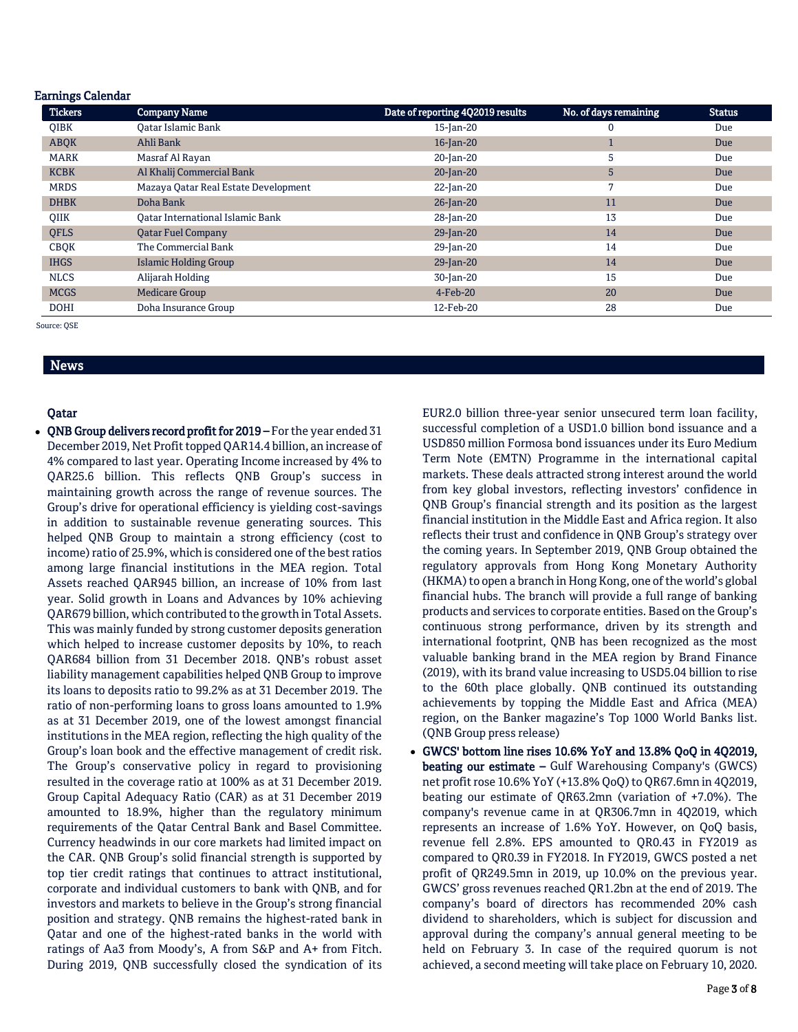## Earnings Calendar

| Tickers | Company Name | Date of reporting 4Q2019 results | No. of days remaining | Status |
|---|---|---|---|---|
| QIBK | Qatar Islamic Bank | 15-Jan-20 | 0 | Due |
| ABQK | Ahli Bank | 16-Jan-20 | 1 | Due |
| MARK | Masraf Al Rayan | 20-Jan-20 | 5 | Due |
| KCBK | Al Khalij Commercial Bank | 20-Jan-20 | 5 | Due |
| MRDS | Mazaya Qatar Real Estate Development | 22-Jan-20 | 7 | Due |
| DHBK | Doha Bank | 26-Jan-20 | 11 | Due |
| QIIK | Qatar International Islamic Bank | 28-Jan-20 | 13 | Due |
| QFLS | Qatar Fuel Company | 29-Jan-20 | 14 | Due |
| CBQK | The Commercial Bank | 29-Jan-20 | 14 | Due |
| IHGS | Islamic Holding Group | 29-Jan-20 | 14 | Due |
| NLCS | Alijarah Holding | 30-Jan-20 | 15 | Due |
| MCGS | Medicare Group | 4-Feb-20 | 20 | Due |
| DOHI | Doha Insurance Group | 12-Feb-20 | 28 | Due |

Source: QSE

## News

### Qatar

- **QNB Group delivers record profit for 2019 –** For the year ended 31 December 2019, Net Profit topped QAR14.4 billion, an increase of 4% compared to last year. Operating Income increased by 4% to QAR25.6 billion. This reflects QNB Group's success in maintaining growth across the range of revenue sources. The Group's drive for operational efficiency is yielding cost-savings in addition to sustainable revenue generating sources. This helped QNB Group to maintain a strong efficiency (cost to income) ratio of 25.9%, which is considered one of the best ratios among large financial institutions in the MEA region. Total Assets reached QAR945 billion, an increase of 10% from last year. Solid growth in Loans and Advances by 10% achieving QAR679 billion, which contributed to the growth in Total Assets. This was mainly funded by strong customer deposits generation which helped to increase customer deposits by 10%, to reach QAR684 billion from 31 December 2018. QNB's robust asset liability management capabilities helped QNB Group to improve its loans to deposits ratio to 99.2% as at 31 December 2019. The ratio of non-performing loans to gross loans amounted to 1.9% as at 31 December 2019, one of the lowest amongst financial institutions in the MEA region, reflecting the high quality of the Group's loan book and the effective management of credit risk. The Group's conservative policy in regard to provisioning resulted in the coverage ratio at 100% as at 31 December 2019. Group Capital Adequacy Ratio (CAR) as at 31 December 2019 amounted to 18.9%, higher than the regulatory minimum requirements of the Qatar Central Bank and Basel Committee. Currency headwinds in our core markets had limited impact on the CAR. QNB Group's solid financial strength is supported by top tier credit ratings that continues to attract institutional, corporate and individual customers to bank with QNB, and for investors and markets to believe in the Group's strong financial position and strategy. QNB remains the highest-rated bank in Qatar and one of the highest-rated banks in the world with ratings of Aa3 from Moody's, A from S&P and A+ from Fitch. During 2019, QNB successfully closed the syndication of its EUR2.0 billion three-year senior unsecured term loan facility, successful completion of a USD1.0 billion bond issuance and a USD850 million Formosa bond issuances under its Euro Medium Term Note (EMTN) Programme in the international capital markets. These deals attracted strong interest around the world from key global investors, reflecting investors' confidence in QNB Group's financial strength and its position as the largest financial institution in the Middle East and Africa region. It also reflects their trust and confidence in QNB Group's strategy over the coming years. In September 2019, QNB Group obtained the regulatory approvals from Hong Kong Monetary Authority (HKMA) to open a branch in Hong Kong, one of the world's global financial hubs. The branch will provide a full range of banking products and services to corporate entities. Based on the Group's continuous strong performance, driven by its strength and international footprint, QNB has been recognized as the most valuable banking brand in the MEA region by Brand Finance (2019), with its brand value increasing to USD5.04 billion to rise to the 60th place globally. QNB continued its outstanding achievements by topping the Middle East and Africa (MEA) region, on the Banker magazine's Top 1000 World Banks list. (QNB Group press release)
- **GWCS' bottom line rises 10.6% YoY and 13.8% QoQ in 4Q2019, beating our estimate –** Gulf Warehousing Company's (GWCS) net profit rose 10.6% YoY (+13.8% QoQ) to QR67.6mn in 4Q2019, beating our estimate of QR63.2mn (variation of +7.0%). The company's revenue came in at QR306.7mn in 4Q2019, which represents an increase of 1.6% YoY. However, on QoQ basis, revenue fell 2.8%. EPS amounted to QR0.43 in FY2019 as compared to QR0.39 in FY2018. In FY2019, GWCS posted a net profit of QR249.5mn in 2019, up 10.0% on the previous year. GWCS' gross revenues reached QR1.2bn at the end of 2019. The company's board of directors has recommended 20% cash dividend to shareholders, which is subject for discussion and approval during the company's annual general meeting to be held on February 3. In case of the required quorum is not achieved, a second meeting will take place on February 10, 2020.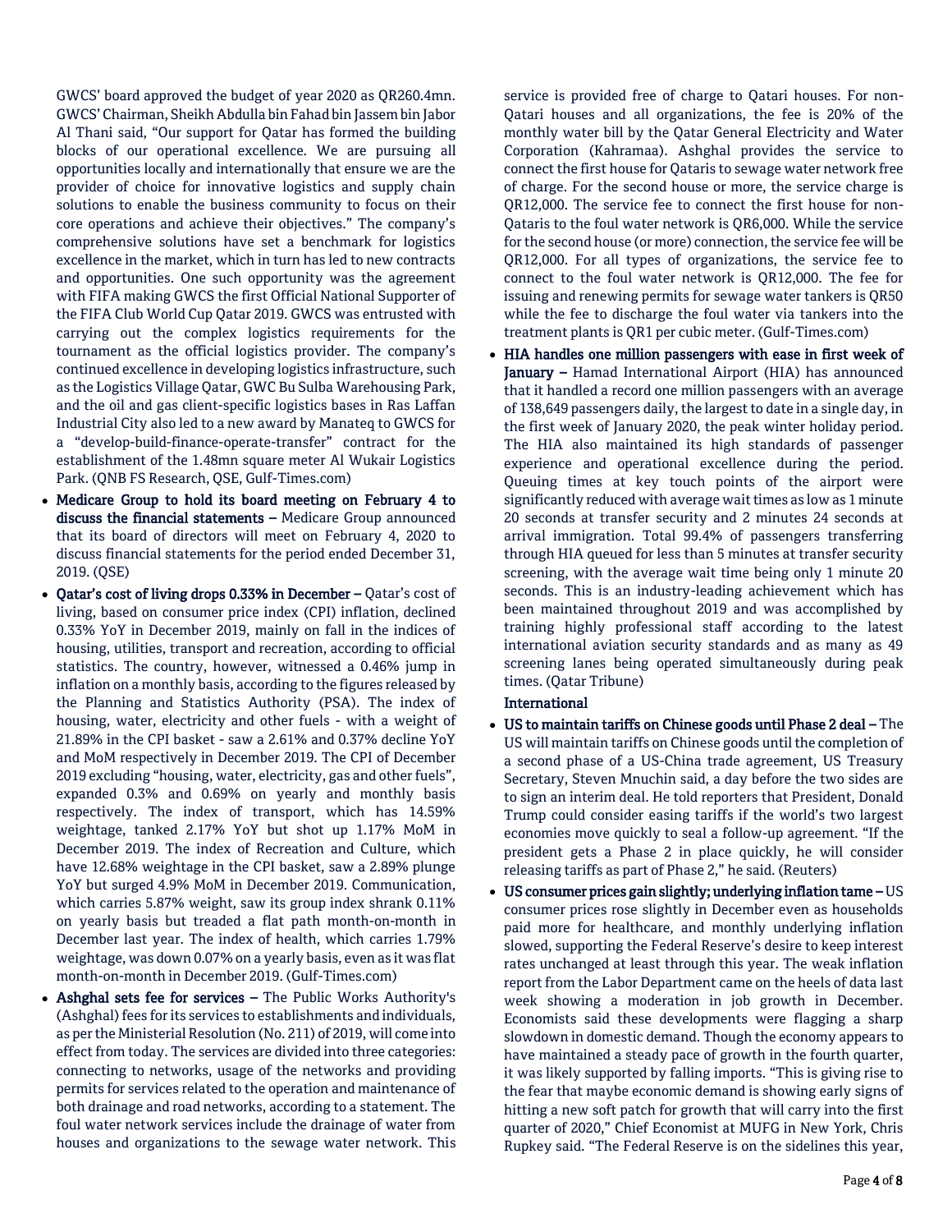GWCS' board approved the budget of year 2020 as QR260.4mn. GWCS' Chairman, Sheikh Abdulla bin Fahad bin Jassem bin Jabor Al Thani said, "Our support for Qatar has formed the building blocks of our operational excellence. We are pursuing all opportunities locally and internationally that ensure we are the provider of choice for innovative logistics and supply chain solutions to enable the business community to focus on their core operations and achieve their objectives." The company's comprehensive solutions have set a benchmark for logistics excellence in the market, which in turn has led to new contracts and opportunities. One such opportunity was the agreement with FIFA making GWCS the first Official National Supporter of the FIFA Club World Cup Qatar 2019. GWCS was entrusted with carrying out the complex logistics requirements for the tournament as the official logistics provider. The company's continued excellence in developing logistics infrastructure, such as the Logistics Village Qatar, GWC Bu Sulba Warehousing Park, and the oil and gas client-specific logistics bases in Ras Laffan Industrial City also led to a new award by Manateq to GWCS for a "develop-build-finance-operate-transfer" contract for the establishment of the 1.48mn square meter Al Wukair Logistics Park. (QNB FS Research, QSE, Gulf-Times.com)

- **Medicare Group to hold its board meeting on February 4 to discuss the financial statements –** Medicare Group announced that its board of directors will meet on February 4, 2020 to discuss financial statements for the period ended December 31, 2019. (QSE)
- **Qatar's cost of living drops 0.33% in December –** Qatar's cost of living, based on consumer price index (CPI) inflation, declined 0.33% YoY in December 2019, mainly on fall in the indices of housing, utilities, transport and recreation, according to official statistics. The country, however, witnessed a 0.46% jump in inflation on a monthly basis, according to the figures released by the Planning and Statistics Authority (PSA). The index of housing, water, electricity and other fuels - with a weight of 21.89% in the CPI basket - saw a 2.61% and 0.37% decline YoY and MoM respectively in December 2019. The CPI of December 2019 excluding "housing, water, electricity, gas and other fuels", expanded 0.3% and 0.69% on yearly and monthly basis respectively. The index of transport, which has 14.59% weightage, tanked 2.17% YoY but shot up 1.17% MoM in December 2019. The index of Recreation and Culture, which have 12.68% weightage in the CPI basket, saw a 2.89% plunge YoY but surged 4.9% MoM in December 2019. Communication, which carries 5.87% weight, saw its group index shrank 0.11% on yearly basis but treaded a flat path month-on-month in December last year. The index of health, which carries 1.79% weightage, was down 0.07% on a yearly basis, even as it was flat month-on-month in December 2019. (Gulf-Times.com)
- **Ashghal sets fee for services –** The Public Works Authority's (Ashghal) fees for its services to establishments and individuals, as per the Ministerial Resolution (No. 211) of 2019, will come into effect from today. The services are divided into three categories: connecting to networks, usage of the networks and providing permits for services related to the operation and maintenance of both drainage and road networks, according to a statement. The foul water network services include the drainage of water from houses and organizations to the sewage water network. This service is provided free of charge to Qatari houses. For non-Qatari houses and all organizations, the fee is 20% of the monthly water bill by the Qatar General Electricity and Water Corporation (Kahramaa). Ashghal provides the service to connect the first house for Qataris to sewage water network free of charge. For the second house or more, the service charge is QR12,000. The service fee to connect the first house for non-Qataris to the foul water network is QR6,000. While the service for the second house (or more) connection, the service fee will be QR12,000. For all types of organizations, the service fee to connect to the foul water network is QR12,000. The fee for issuing and renewing permits for sewage water tankers is QR50 while the fee to discharge the foul water via tankers into the treatment plants is QR1 per cubic meter. (Gulf-Times.com)
- **HIA handles one million passengers with ease in first week of January –** Hamad International Airport (HIA) has announced that it handled a record one million passengers with an average of 138,649 passengers daily, the largest to date in a single day, in the first week of January 2020, the peak winter holiday period. The HIA also maintained its high standards of passenger experience and operational excellence during the period. Queuing times at key touch points of the airport were significantly reduced with average wait times as low as 1 minute 20 seconds at transfer security and 2 minutes 24 seconds at arrival immigration. Total 99.4% of passengers transferring through HIA queued for less than 5 minutes at transfer security screening, with the average wait time being only 1 minute 20 seconds. This is an industry-leading achievement which has been maintained throughout 2019 and was accomplished by training highly professional staff according to the latest international aviation security standards and as many as 49 screening lanes being operated simultaneously during peak times. (Qatar Tribune)

**International**

- **US to maintain tariffs on Chinese goods until Phase 2 deal –** The US will maintain tariffs on Chinese goods until the completion of a second phase of a US-China trade agreement, US Treasury Secretary, Steven Mnuchin said, a day before the two sides are to sign an interim deal. He told reporters that President, Donald Trump could consider easing tariffs if the world's two largest economies move quickly to seal a follow-up agreement. "If the president gets a Phase 2 in place quickly, he will consider releasing tariffs as part of Phase 2," he said. (Reuters)
- **US consumer prices gain slightly; underlying inflation tame –** US consumer prices rose slightly in December even as households paid more for healthcare, and monthly underlying inflation slowed, supporting the Federal Reserve's desire to keep interest rates unchanged at least through this year. The weak inflation report from the Labor Department came on the heels of data last week showing a moderation in job growth in December. Economists said these developments were flagging a sharp slowdown in domestic demand. Though the economy appears to have maintained a steady pace of growth in the fourth quarter, it was likely supported by falling imports. "This is giving rise to the fear that maybe economic demand is showing early signs of hitting a new soft patch for growth that will carry into the first quarter of 2020," Chief Economist at MUFG in New York, Chris Rupkey said. "The Federal Reserve is on the sidelines this year,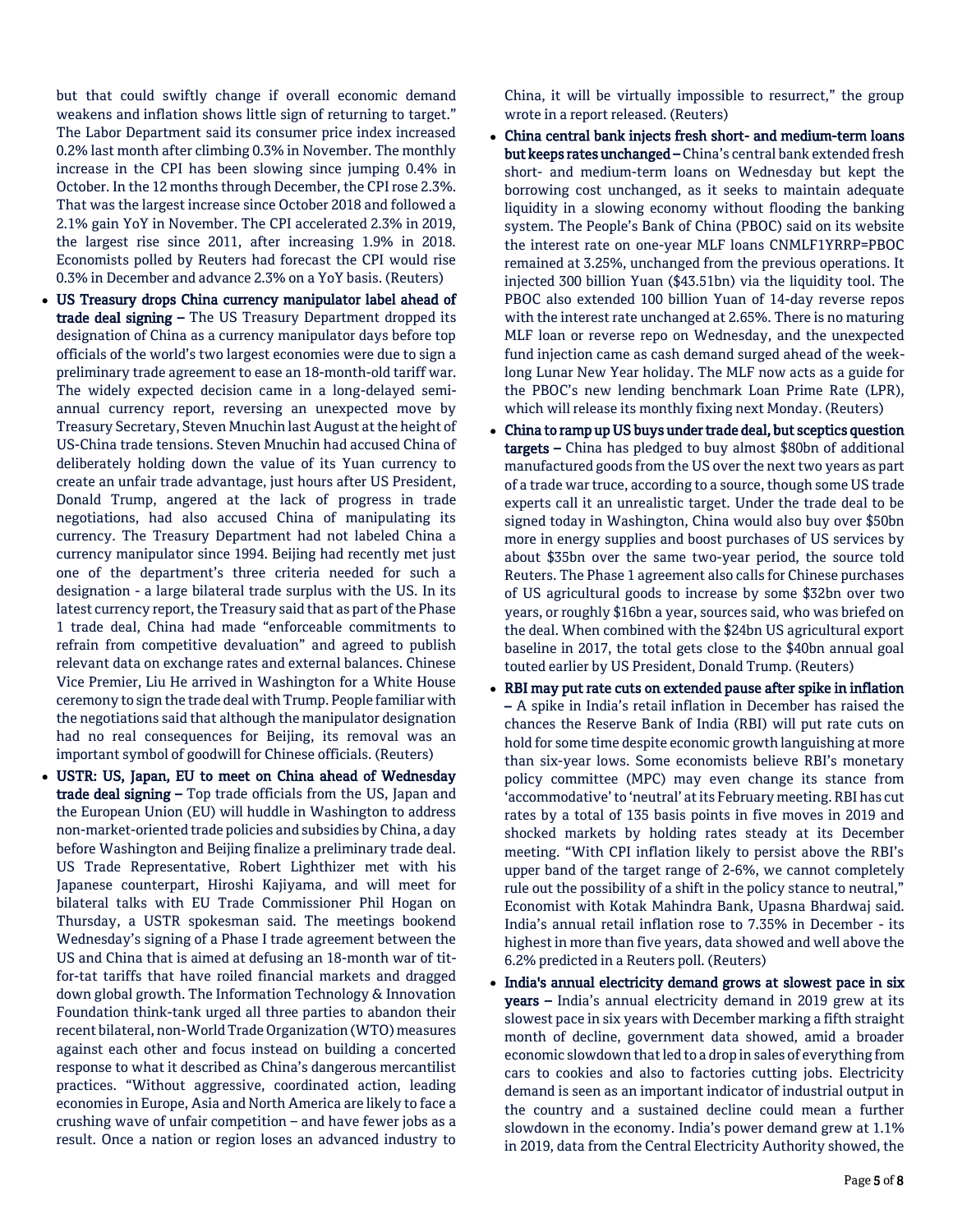but that could swiftly change if overall economic demand weakens and inflation shows little sign of returning to target." The Labor Department said its consumer price index increased 0.2% last month after climbing 0.3% in November. The monthly increase in the CPI has been slowing since jumping 0.4% in October. In the 12 months through December, the CPI rose 2.3%. That was the largest increase since October 2018 and followed a 2.1% gain YoY in November. The CPI accelerated 2.3% in 2019, the largest rise since 2011, after increasing 1.9% in 2018. Economists polled by Reuters had forecast the CPI would rise 0.3% in December and advance 2.3% on a YoY basis. (Reuters)

- **US Treasury drops China currency manipulator label ahead of trade deal signing –** The US Treasury Department dropped its designation of China as a currency manipulator days before top officials of the world's two largest economies were due to sign a preliminary trade agreement to ease an 18-month-old tariff war. The widely expected decision came in a long-delayed semi-annual currency report, reversing an unexpected move by Treasury Secretary, Steven Mnuchin last August at the height of US-China trade tensions. Steven Mnuchin had accused China of deliberately holding down the value of its Yuan currency to create an unfair trade advantage, just hours after US President, Donald Trump, angered at the lack of progress in trade negotiations, had also accused China of manipulating its currency. The Treasury Department had not labeled China a currency manipulator since 1994. Beijing had recently met just one of the department's three criteria needed for such a designation - a large bilateral trade surplus with the US. In its latest currency report, the Treasury said that as part of the Phase 1 trade deal, China had made "enforceable commitments to refrain from competitive devaluation" and agreed to publish relevant data on exchange rates and external balances. Chinese Vice Premier, Liu He arrived in Washington for a White House ceremony to sign the trade deal with Trump. People familiar with the negotiations said that although the manipulator designation had no real consequences for Beijing, its removal was an important symbol of goodwill for Chinese officials. (Reuters)
- **USTR: US, Japan, EU to meet on China ahead of Wednesday trade deal signing –** Top trade officials from the US, Japan and the European Union (EU) will huddle in Washington to address non-market-oriented trade policies and subsidies by China, a day before Washington and Beijing finalize a preliminary trade deal. US Trade Representative, Robert Lighthizer met with his Japanese counterpart, Hiroshi Kajiyama, and will meet for bilateral talks with EU Trade Commissioner Phil Hogan on Thursday, a USTR spokesman said. The meetings bookend Wednesday's signing of a Phase I trade agreement between the US and China that is aimed at defusing an 18-month war of tit-for-tat tariffs that have roiled financial markets and dragged down global growth. The Information Technology & Innovation Foundation think-tank urged all three parties to abandon their recent bilateral, non-World Trade Organization (WTO) measures against each other and focus instead on building a concerted response to what it described as China's dangerous mercantilist practices. "Without aggressive, coordinated action, leading economies in Europe, Asia and North America are likely to face a crushing wave of unfair competition – and have fewer jobs as a result. Once a nation or region loses an advanced industry to China, it will be virtually impossible to resurrect," the group wrote in a report released. (Reuters)
- **China central bank injects fresh short- and medium-term loans but keeps rates unchanged –** China's central bank extended fresh short- and medium-term loans on Wednesday but kept the borrowing cost unchanged, as it seeks to maintain adequate liquidity in a slowing economy without flooding the banking system. The People's Bank of China (PBOC) said on its website the interest rate on one-year MLF loans CNMLF1YRRP=PBOC remained at 3.25%, unchanged from the previous operations. It injected 300 billion Yuan ($43.51bn) via the liquidity tool. The PBOC also extended 100 billion Yuan of 14-day reverse repos with the interest rate unchanged at 2.65%. There is no maturing MLF loan or reverse repo on Wednesday, and the unexpected fund injection came as cash demand surged ahead of the week-long Lunar New Year holiday. The MLF now acts as a guide for the PBOC's new lending benchmark Loan Prime Rate (LPR), which will release its monthly fixing next Monday. (Reuters)
- **China to ramp up US buys under trade deal, but sceptics question targets –** China has pledged to buy almost $80bn of additional manufactured goods from the US over the next two years as part of a trade war truce, according to a source, though some US trade experts call it an unrealistic target. Under the trade deal to be signed today in Washington, China would also buy over $50bn more in energy supplies and boost purchases of US services by about $35bn over the same two-year period, the source told Reuters. The Phase 1 agreement also calls for Chinese purchases of US agricultural goods to increase by some $32bn over two years, or roughly $16bn a year, sources said, who was briefed on the deal. When combined with the $24bn US agricultural export baseline in 2017, the total gets close to the $40bn annual goal touted earlier by US President, Donald Trump. (Reuters)
- **RBI may put rate cuts on extended pause after spike in inflation –** A spike in India's retail inflation in December has raised the chances the Reserve Bank of India (RBI) will put rate cuts on hold for some time despite economic growth languishing at more than six-year lows. Some economists believe RBI's monetary policy committee (MPC) may even change its stance from 'accommodative' to 'neutral' at its February meeting. RBI has cut rates by a total of 135 basis points in five moves in 2019 and shocked markets by holding rates steady at its December meeting. "With CPI inflation likely to persist above the RBI's upper band of the target range of 2-6%, we cannot completely rule out the possibility of a shift in the policy stance to neutral," Economist with Kotak Mahindra Bank, Upasna Bhardwaj said. India's annual retail inflation rose to 7.35% in December - its highest in more than five years, data showed and well above the 6.2% predicted in a Reuters poll. (Reuters)
- **India's annual electricity demand grows at slowest pace in six years –** India's annual electricity demand in 2019 grew at its slowest pace in six years with December marking a fifth straight month of decline, government data showed, amid a broader economic slowdown that led to a drop in sales of everything from cars to cookies and also to factories cutting jobs. Electricity demand is seen as an important indicator of industrial output in the country and a sustained decline could mean a further slowdown in the economy. India's power demand grew at 1.1% in 2019, data from the Central Electricity Authority showed, the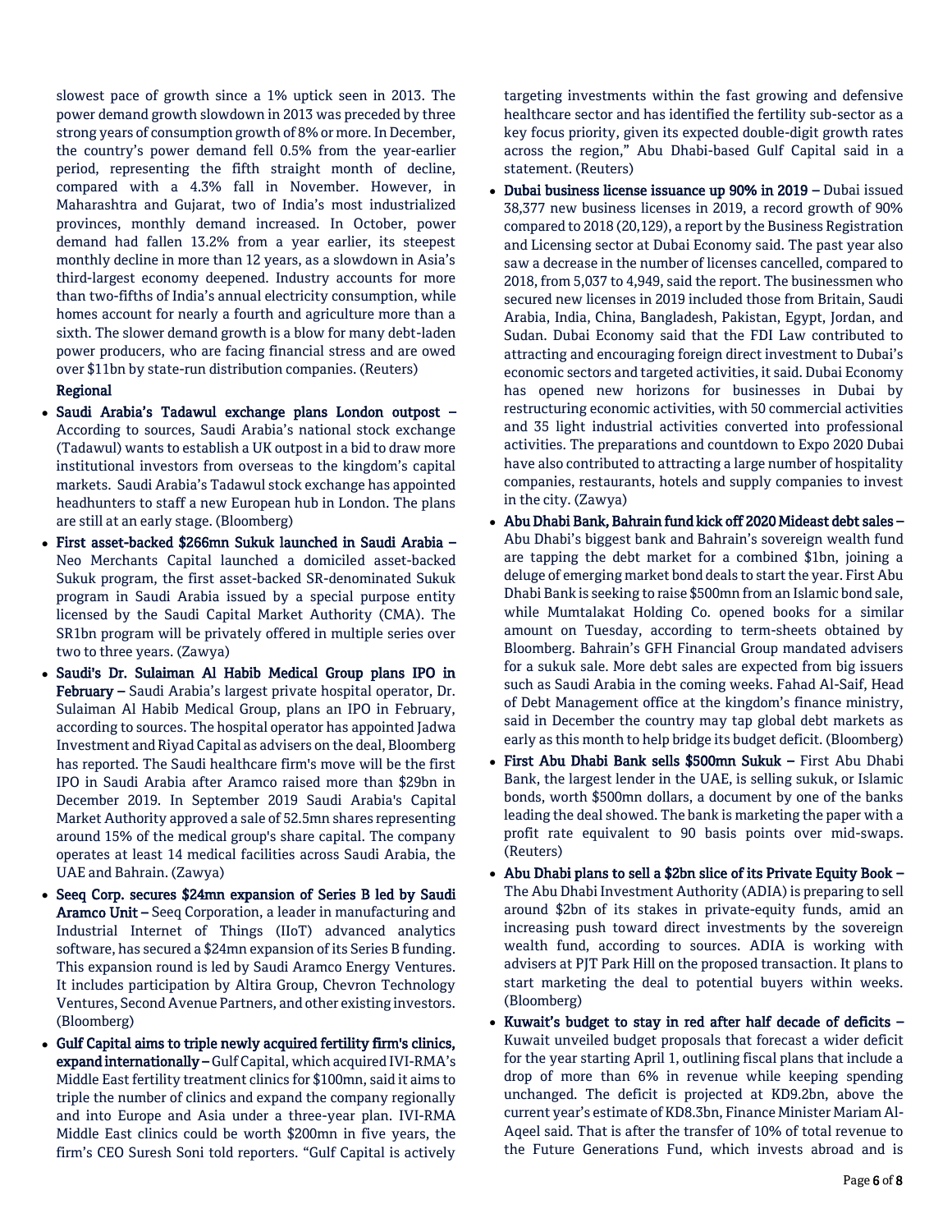slowest pace of growth since a 1% uptick seen in 2013. The power demand growth slowdown in 2013 was preceded by three strong years of consumption growth of 8% or more. In December, the country's power demand fell 0.5% from the year-earlier period, representing the fifth straight month of decline, compared with a 4.3% fall in November. However, in Maharashtra and Gujarat, two of India's most industrialized provinces, monthly demand increased. In October, power demand had fallen 13.2% from a year earlier, its steepest monthly decline in more than 12 years, as a slowdown in Asia's third-largest economy deepened. Industry accounts for more than two-fifths of India's annual electricity consumption, while homes account for nearly a fourth and agriculture more than a sixth. The slower demand growth is a blow for many debt-laden power producers, who are facing financial stress and are owed over $11bn by state-run distribution companies. (Reuters)

**Regional**

- **Saudi Arabia's Tadawul exchange plans London outpost –** According to sources, Saudi Arabia's national stock exchange (Tadawul) wants to establish a UK outpost in a bid to draw more institutional investors from overseas to the kingdom's capital markets. Saudi Arabia's Tadawul stock exchange has appointed headhunters to staff a new European hub in London. The plans are still at an early stage. (Bloomberg)
- **First asset-backed $266mn Sukuk launched in Saudi Arabia –** Neo Merchants Capital launched a domiciled asset-backed Sukuk program, the first asset-backed SR-denominated Sukuk program in Saudi Arabia issued by a special purpose entity licensed by the Saudi Capital Market Authority (CMA). The SR1bn program will be privately offered in multiple series over two to three years. (Zawya)
- **Saudi's Dr. Sulaiman Al Habib Medical Group plans IPO in February –** Saudi Arabia's largest private hospital operator, Dr. Sulaiman Al Habib Medical Group, plans an IPO in February, according to sources. The hospital operator has appointed Jadwa Investment and Riyad Capital as advisers on the deal, Bloomberg has reported. The Saudi healthcare firm's move will be the first IPO in Saudi Arabia after Aramco raised more than $29bn in December 2019. In September 2019 Saudi Arabia's Capital Market Authority approved a sale of 52.5mn shares representing around 15% of the medical group's share capital. The company operates at least 14 medical facilities across Saudi Arabia, the UAE and Bahrain. (Zawya)
- **Seeq Corp. secures $24mn expansion of Series B led by Saudi Aramco Unit –** Seeq Corporation, a leader in manufacturing and Industrial Internet of Things (IIoT) advanced analytics software, has secured a $24mn expansion of its Series B funding. This expansion round is led by Saudi Aramco Energy Ventures. It includes participation by Altira Group, Chevron Technology Ventures, Second Avenue Partners, and other existing investors. (Bloomberg)
- **Gulf Capital aims to triple newly acquired fertility firm's clinics, expand internationally –** Gulf Capital, which acquired IVI-RMA's Middle East fertility treatment clinics for $100mn, said it aims to triple the number of clinics and expand the company regionally and into Europe and Asia under a three-year plan. IVI-RMA Middle East clinics could be worth $200mn in five years, the firm's CEO Suresh Soni told reporters. "Gulf Capital is actively targeting investments within the fast growing and defensive healthcare sector and has identified the fertility sub-sector as a key focus priority, given its expected double-digit growth rates across the region," Abu Dhabi-based Gulf Capital said in a statement. (Reuters)
- **Dubai business license issuance up 90% in 2019 –** Dubai issued 38,377 new business licenses in 2019, a record growth of 90% compared to 2018 (20,129), a report by the Business Registration and Licensing sector at Dubai Economy said. The past year also saw a decrease in the number of licenses cancelled, compared to 2018, from 5,037 to 4,949, said the report. The businessmen who secured new licenses in 2019 included those from Britain, Saudi Arabia, India, China, Bangladesh, Pakistan, Egypt, Jordan, and Sudan. Dubai Economy said that the FDI Law contributed to attracting and encouraging foreign direct investment to Dubai's economic sectors and targeted activities, it said. Dubai Economy has opened new horizons for businesses in Dubai by restructuring economic activities, with 50 commercial activities and 35 light industrial activities converted into professional activities. The preparations and countdown to Expo 2020 Dubai have also contributed to attracting a large number of hospitality companies, restaurants, hotels and supply companies to invest in the city. (Zawya)
- **Abu Dhabi Bank, Bahrain fund kick off 2020 Mideast debt sales –** Abu Dhabi's biggest bank and Bahrain's sovereign wealth fund are tapping the debt market for a combined $1bn, joining a deluge of emerging market bond deals to start the year. First Abu Dhabi Bank is seeking to raise $500mn from an Islamic bond sale, while Mumtalakat Holding Co. opened books for a similar amount on Tuesday, according to term-sheets obtained by Bloomberg. Bahrain's GFH Financial Group mandated advisers for a sukuk sale. More debt sales are expected from big issuers such as Saudi Arabia in the coming weeks. Fahad Al-Saif, Head of Debt Management office at the kingdom's finance ministry, said in December the country may tap global debt markets as early as this month to help bridge its budget deficit. (Bloomberg)
- **First Abu Dhabi Bank sells $500mn Sukuk –** First Abu Dhabi Bank, the largest lender in the UAE, is selling sukuk, or Islamic bonds, worth $500mn dollars, a document by one of the banks leading the deal showed. The bank is marketing the paper with a profit rate equivalent to 90 basis points over mid-swaps. (Reuters)
- **Abu Dhabi plans to sell a $2bn slice of its Private Equity Book –** The Abu Dhabi Investment Authority (ADIA) is preparing to sell around $2bn of its stakes in private-equity funds, amid an increasing push toward direct investments by the sovereign wealth fund, according to sources. ADIA is working with advisers at PJT Park Hill on the proposed transaction. It plans to start marketing the deal to potential buyers within weeks. (Bloomberg)
- **Kuwait's budget to stay in red after half decade of deficits –** Kuwait unveiled budget proposals that forecast a wider deficit for the year starting April 1, outlining fiscal plans that include a drop of more than 6% in revenue while keeping spending unchanged. The deficit is projected at KD9.2bn, above the current year's estimate of KD8.3bn, Finance Minister Mariam Al-Aqeel said. That is after the transfer of 10% of total revenue to the Future Generations Fund, which invests abroad and is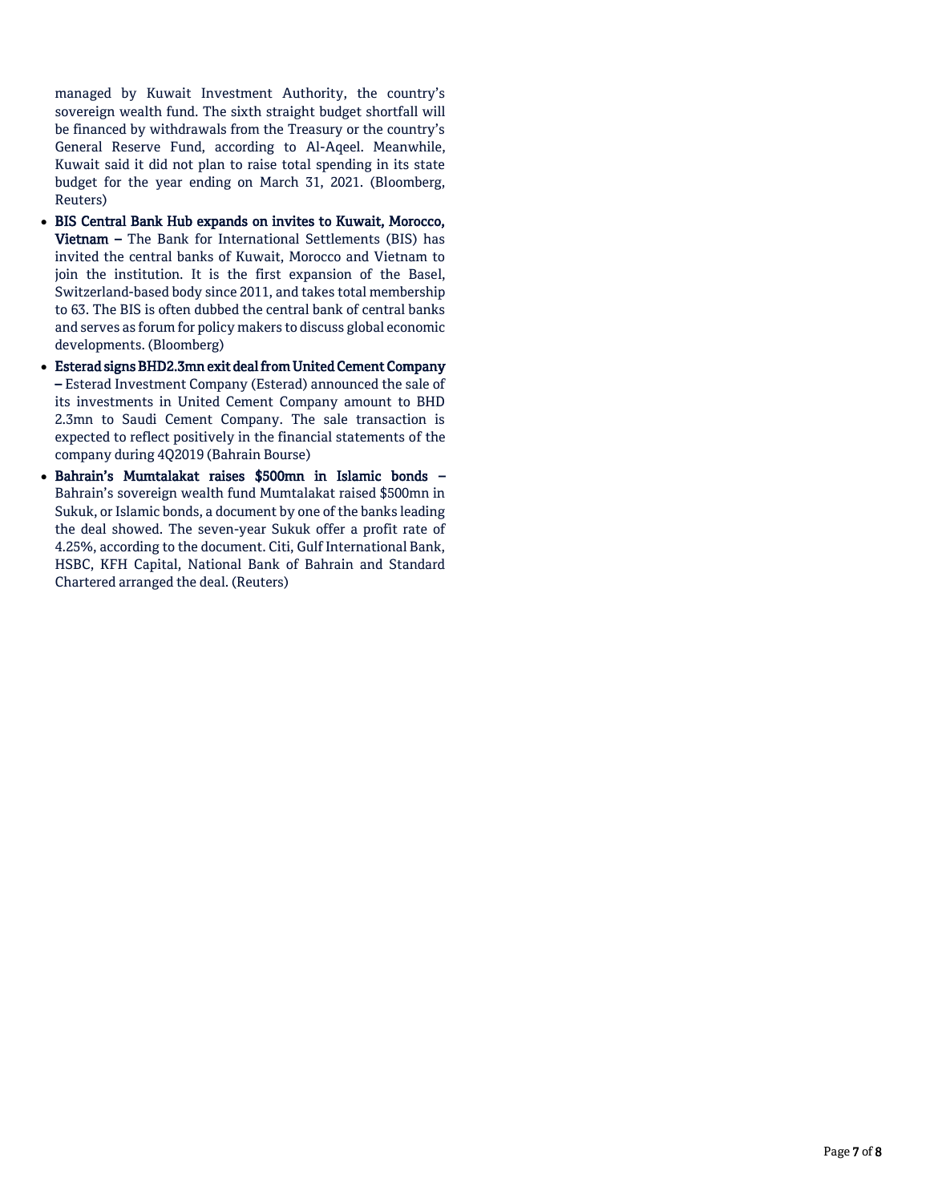managed by Kuwait Investment Authority, the country's sovereign wealth fund. The sixth straight budget shortfall will be financed by withdrawals from the Treasury or the country's General Reserve Fund, according to Al-Aqeel. Meanwhile, Kuwait said it did not plan to raise total spending in its state budget for the year ending on March 31, 2021. (Bloomberg, Reuters)

- **BIS Central Bank Hub expands on invites to Kuwait, Morocco, Vietnam –** The Bank for International Settlements (BIS) has invited the central banks of Kuwait, Morocco and Vietnam to join the institution. It is the first expansion of the Basel, Switzerland-based body since 2011, and takes total membership to 63. The BIS is often dubbed the central bank of central banks and serves as forum for policy makers to discuss global economic developments. (Bloomberg)
- **Esterad signs BHD2.3mn exit deal from United Cement Company –** Esterad Investment Company (Esterad) announced the sale of its investments in United Cement Company amount to BHD 2.3mn to Saudi Cement Company. The sale transaction is expected to reflect positively in the financial statements of the company during 4Q2019 (Bahrain Bourse)
- **Bahrain's Mumtalakat raises $500mn in Islamic bonds –** Bahrain's sovereign wealth fund Mumtalakat raised $500mn in Sukuk, or Islamic bonds, a document by one of the banks leading the deal showed. The seven-year Sukuk offer a profit rate of 4.25%, according to the document. Citi, Gulf International Bank, HSBC, KFH Capital, National Bank of Bahrain and Standard Chartered arranged the deal. (Reuters)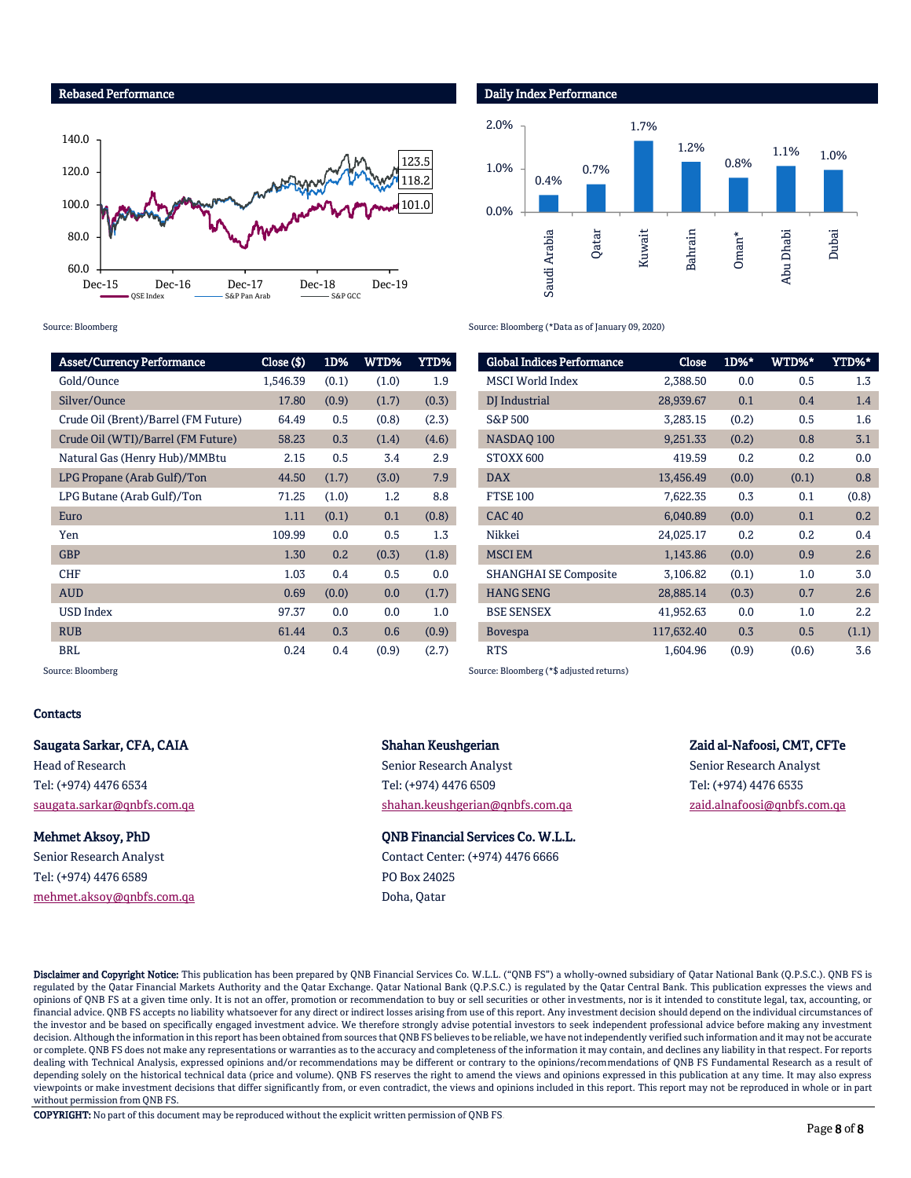### Rebased Performance

140.0
120.0
100.0
80.0
60.0
Dec-15
Dec-16
Dec-17
Dec-18
Dec-19
123.5
118.2
101.0
QSE Index
S&P Pan Arab
S&P GCC

Source: Bloomberg

### Daily Index Performance

2.0%
1.0%
0.0%
0.4%
0.7%
1.7%
1.2%
0.8%
1.1%
1.0%
Saudi Arabia
Qatar
Kuwait
Bahrain
Oman*
Abu Dhabi
Dubai

Source: Bloomberg (*Data as of January 09, 2020)

| Asset/Currency Performance | Close ($) | 1D% | WTD% | YTD% |
|---|---|---|---|---|
| Gold/Ounce | 1,546.39 | (0.1) | (1.0) | 1.9 |
| Silver/Ounce | 17.80 | (0.9) | (1.7) | (0.3) |
| Crude Oil (Brent)/Barrel (FM Future) | 64.49 | 0.5 | (0.8) | (2.3) |
| Crude Oil (WTI)/Barrel (FM Future) | 58.23 | 0.3 | (1.4) | (4.6) |
| Natural Gas (Henry Hub)/MMBtu | 2.15 | 0.5 | 3.4 | 2.9 |
| LPG Propane (Arab Gulf)/Ton | 44.50 | (1.7) | (3.0) | 7.9 |
| LPG Butane (Arab Gulf)/Ton | 71.25 | (1.0) | 1.2 | 8.8 |
| Euro | 1.11 | (0.1) | 0.1 | (0.8) |
| Yen | 109.99 | 0.0 | 0.5 | 1.3 |
| GBP | 1.30 | 0.2 | (0.3) | (1.8) |
| CHF | 1.03 | 0.4 | 0.5 | 0.0 |
| AUD | 0.69 | (0.0) | 0.0 | (1.7) |
| USD Index | 97.37 | 0.0 | 0.0 | 1.0 |
| RUB | 61.44 | 0.3 | 0.6 | (0.9) |
| BRL | 0.24 | 0.4 | (0.9) | (2.7) |

Source: Bloomberg

| Global Indices Performance | Close | 1D%* | WTD%* | YTD%* |
|---|---|---|---|---|
| MSCI World Index | 2,388.50 | 0.0 | 0.5 | 1.3 |
| DJ Industrial | 28,939.67 | 0.1 | 0.4 | 1.4 |
| S&P 500 | 3,283.15 | (0.2) | 0.5 | 1.6 |
| NASDAQ 100 | 9,251.33 | (0.2) | 0.8 | 3.1 |
| STOXX 600 | 419.59 | 0.2 | 0.2 | 0.0 |
| DAX | 13,456.49 | (0.0) | (0.1) | 0.8 |
| FTSE 100 | 7,622.35 | 0.3 | 0.1 | (0.8) |
| CAC 40 | 6,040.89 | (0.0) | 0.1 | 0.2 |
| Nikkei | 24,025.17 | 0.2 | 0.2 | 0.4 |
| MSCI EM | 1,143.86 | (0.0) | 0.9 | 2.6 |
| SHANGHAI SE Composite | 3,106.82 | (0.1) | 1.0 | 3.0 |
| HANG SENG | 28,885.14 | (0.3) | 0.7 | 2.6 |
| BSE SENSEX | 41,952.63 | 0.0 | 1.0 | 2.2 |
| Bovespa | 117,632.40 | 0.3 | 0.5 | (1.1) |
| RTS | 1,604.96 | (0.9) | (0.6) | 3.6 |

Source: Bloomberg (*$ adjusted returns)

## Contacts

**Saugata Sarkar, CFA, CAIA**
Head of Research
Tel: (+974) 4476 6534
saugata.sarkar@qnbfs.com.qa

**Shahan Keushgerian**
Senior Research Analyst
Tel: (+974) 4476 6509
shahan.keushgerian@qnbfs.com.qa

**Zaid al-Nafoosi, CMT, CFTe**
Senior Research Analyst
Tel: (+974) 4476 6535
zaid.alnafoosi@qnbfs.com.qa

**Mehmet Aksoy, PhD**
Senior Research Analyst
Tel: (+974) 4476 6589
mehmet.aksoy@qnbfs.com.qa

**QNB Financial Services Co. W.L.L.**
Contact Center: (+974) 4476 6666
PO Box 24025
Doha, Qatar

**Disclaimer and Copyright Notice:** This publication has been prepared by QNB Financial Services Co. W.L.L. ("QNB FS") a wholly-owned subsidiary of Qatar National Bank (Q.P.S.C.). QNB FS is regulated by the Qatar Financial Markets Authority and the Qatar Exchange. Qatar National Bank (Q.P.S.C.) is regulated by the Qatar Central Bank. This publication expresses the views and opinions of QNB FS at a given time only. It is not an offer, promotion or recommendation to buy or sell securities or other investments, nor is it intended to constitute legal, tax, accounting, or financial advice. QNB FS accepts no liability whatsoever for any direct or indirect losses arising from use of this report. Any investment decision should depend on the individual circumstances of the investor and be based on specifically engaged investment advice. We therefore strongly advise potential investors to seek independent professional advice before making any investment decision. Although the information in this report has been obtained from sources that QNB FS believes to be reliable, we have not independently verified such information and it may not be accurate or complete. QNB FS does not make any representations or warranties as to the accuracy and completeness of the information it may contain, and declines any liability in that respect. For reports dealing with Technical Analysis, expressed opinions and/or recommendations may be different or contrary to the opinions/recommendations of QNB FS Fundamental Research as a result of depending solely on the historical technical data (price and volume). QNB FS reserves the right to amend the views and opinions expressed in this publication at any time. It may also express viewpoints or make investment decisions that differ significantly from, or even contradict, the views and opinions included in this report. This report may not be reproduced in whole or in part without permission from QNB FS.

**COPYRIGHT:** No part of this document may be reproduced without the explicit written permission of QNB FS